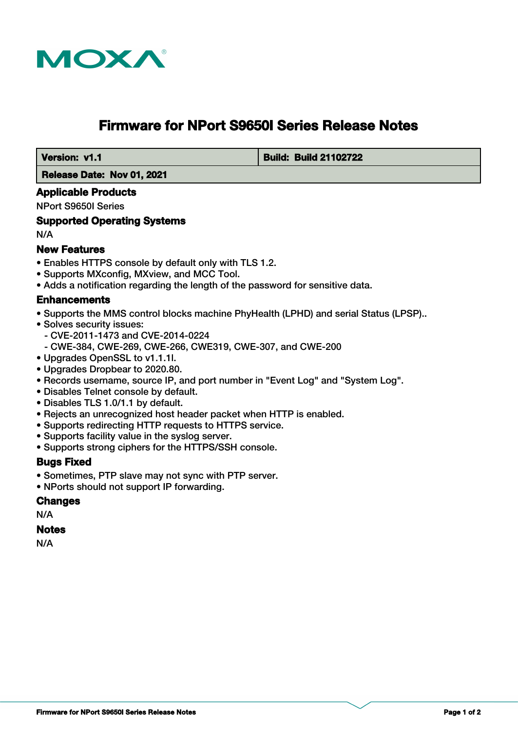# Firmware for NPort S9650I Series Release Notes

| Version: v1.1 | Build: Build 21102722 |
| --- | --- |
| Release Date: Nov 01, 2021 | |

## Applicable Products

NPort S9650I Series

## Supported Operating Systems

N/A

## New Features

- Enables HTTPS console by default only with TLS 1.2.
- Supports MXconfig, MXview, and MCC Tool.
- Adds a notification regarding the length of the password for sensitive data.

## Enhancements

- Supports the MMS control blocks machine PhyHealth (LPHD) and serial Status (LPSP)..
- Solves security issues:
  - CVE-2011-1473 and CVE-2014-0224
  - CWE-384, CWE-269, CWE-266, CWE319, CWE-307, and CWE-200
- Upgrades OpenSSL to v1.1.1l.
- Upgrades Dropbear to 2020.80.
- Records username, source IP, and port number in "Event Log" and "System Log".
- Disables Telnet console by default.
- Disables TLS 1.0/1.1 by default.
- Rejects an unrecognized host header packet when HTTP is enabled.
- Supports redirecting HTTP requests to HTTPS service.
- Supports facility value in the syslog server.
- Supports strong ciphers for the HTTPS/SSH console.

## Bugs Fixed

- Sometimes, PTP slave may not sync with PTP server.
- NPorts should not support IP forwarding.

## Changes

N/A

## Notes

N/A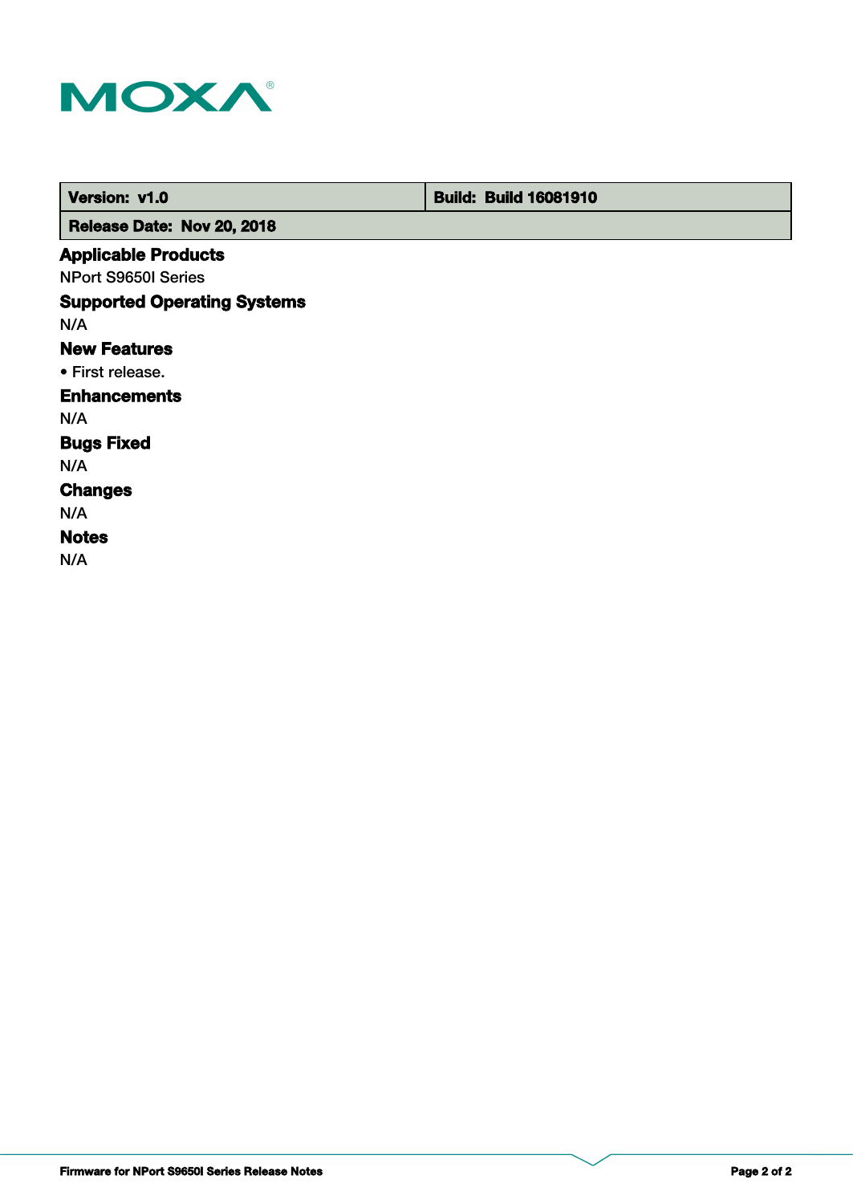| Version: v1.0 | Build: Build 16081910 |
| --- | --- |
| Release Date: Nov 20, 2018 | |

## Applicable Products

NPort S9650I Series

## Supported Operating Systems

N/A

## New Features

- First release.

## Enhancements

N/A

## Bugs Fixed

N/A

## Changes

N/A

## Notes

N/A